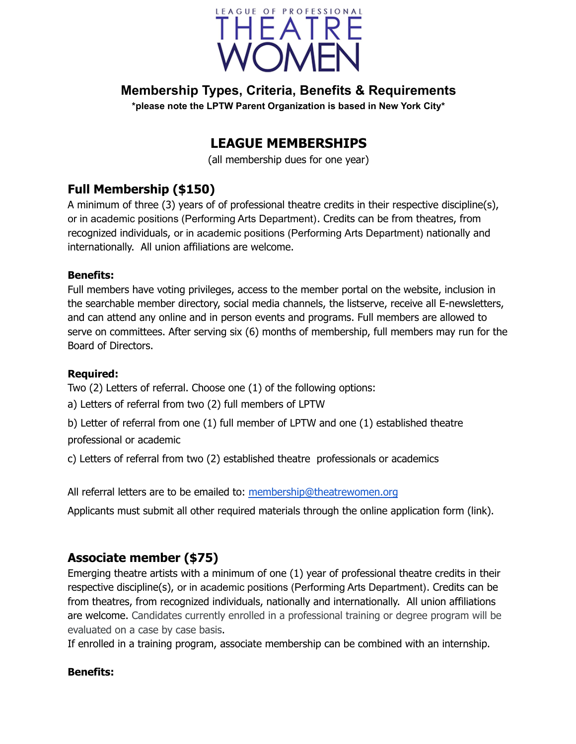LEAGUE OF PROFESSIONAL
# THEATRE WOMEN

## Membership Types, Criteria, Benefits & Requirements

**\*please note the LPTW Parent Organization is based in New York City\***

## LEAGUE MEMBERSHIPS

(all membership dues for one year)

### Full Membership ($150)

A minimum of three (3) years of of professional theatre credits in their respective discipline(s), or in academic positions (Performing Arts Department). Credits can be from theatres, from recognized individuals, or in academic positions (Performing Arts Department) nationally and internationally. All union affiliations are welcome.

**Benefits:**

Full members have voting privileges, access to the member portal on the website, inclusion in the searchable member directory, social media channels, the listserve, receive all E-newsletters, and can attend any online and in person events and programs. Full members are allowed to serve on committees. After serving six (6) months of membership, full members may run for the Board of Directors.

**Required:**

Two (2) Letters of referral. Choose one (1) of the following options:

a) Letters of referral from two (2) full members of LPTW

b) Letter of referral from one (1) full member of LPTW and one (1) established theatre professional or academic

c) Letters of referral from two (2) established theatre professionals or academics

All referral letters are to be emailed to: membership@theatrewomen.org

Applicants must submit all other required materials through the online application form (link).

### Associate member ($75)

Emerging theatre artists with a minimum of one (1) year of professional theatre credits in their respective discipline(s), or in academic positions (Performing Arts Department). Credits can be from theatres, from recognized individuals, nationally and internationally. All union affiliations are welcome. Candidates currently enrolled in a professional training or degree program will be evaluated on a case by case basis.

If enrolled in a training program, associate membership can be combined with an internship.

**Benefits:**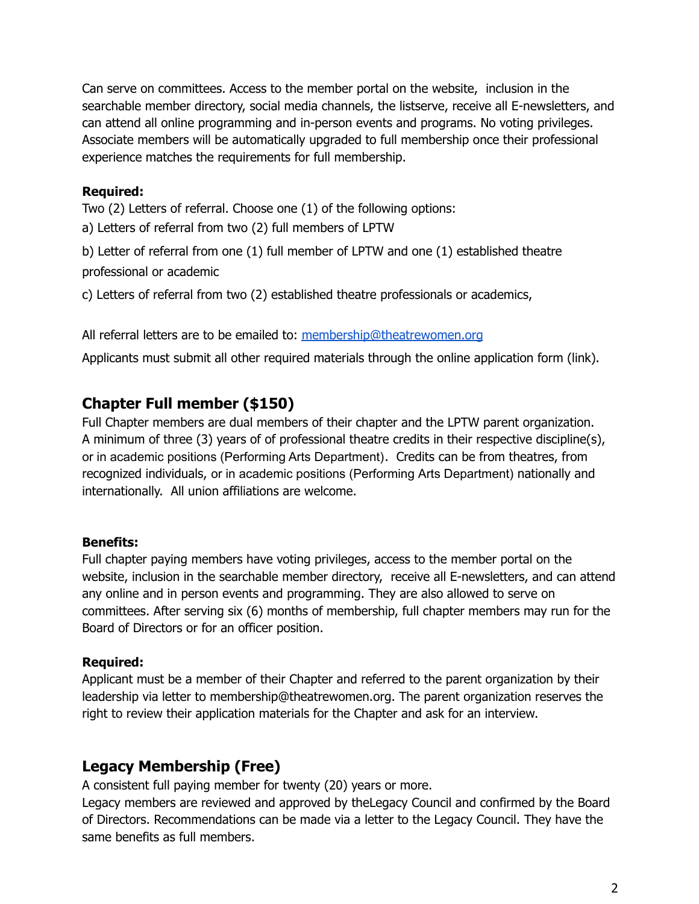Can serve on committees. Access to the member portal on the website,  inclusion in the searchable member directory, social media channels, the listserve, receive all E-newsletters, and can attend all online programming and in-person events and programs. No voting privileges. Associate members will be automatically upgraded to full membership once their professional experience matches the requirements for full membership.

**Required:**

Two (2) Letters of referral. Choose one (1) of the following options:

a) Letters of referral from two (2) full members of LPTW

b) Letter of referral from one (1) full member of LPTW and one (1) established theatre professional or academic

c) Letters of referral from two (2) established theatre professionals or academics,

All referral letters are to be emailed to: [membership@theatrewomen.org](mailto:membership@theatrewomen.org)

Applicants must submit all other required materials through the online application form (link).

## Chapter Full member ($150)

Full Chapter members are dual members of their chapter and the LPTW parent organization. A minimum of three (3) years of of professional theatre credits in their respective discipline(s), or in academic positions (Performing Arts Department).  Credits can be from theatres, from recognized individuals, or in academic positions (Performing Arts Department) nationally and internationally.  All union affiliations are welcome.

**Benefits:**

Full chapter paying members have voting privileges, access to the member portal on the website, inclusion in the searchable member directory,  receive all E-newsletters, and can attend any online and in person events and programming. They are also allowed to serve on committees. After serving six (6) months of membership, full chapter members may run for the Board of Directors or for an officer position.

**Required:**

Applicant must be a member of their Chapter and referred to the parent organization by their leadership via letter to membership@theatrewomen.org. The parent organization reserves the right to review their application materials for the Chapter and ask for an interview.

## Legacy Membership (Free)

A consistent full paying member for twenty (20) years or more.

Legacy members are reviewed and approved by theLegacy Council and confirmed by the Board of Directors. Recommendations can be made via a letter to the Legacy Council. They have the same benefits as full members.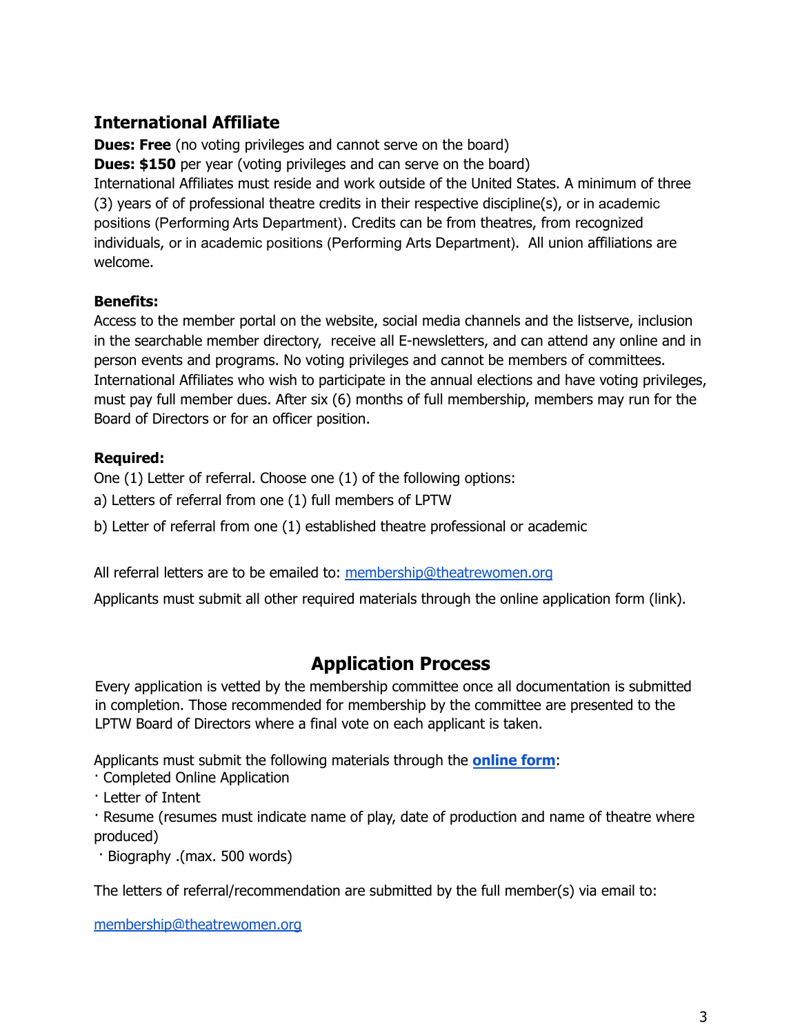### International Affiliate

**Dues: Free** (no voting privileges and cannot serve on the board)
**Dues: $150** per year (voting privileges and can serve on the board)
International Affiliates must reside and work outside of the United States. A minimum of three (3) years of of professional theatre credits in their respective discipline(s), or in academic positions (Performing Arts Department). Credits can be from theatres, from recognized individuals, or in academic positions (Performing Arts Department). All union affiliations are welcome.

**Benefits:**
Access to the member portal on the website, social media channels and the listserve, inclusion in the searchable member directory, receive all E-newsletters, and can attend any online and in person events and programs. No voting privileges and cannot be members of committees. International Affiliates who wish to participate in the annual elections and have voting privileges, must pay full member dues. After six (6) months of full membership, members may run for the Board of Directors or for an officer position.

**Required:**
One (1) Letter of referral. Choose one (1) of the following options:

a) Letters of referral from one (1) full members of LPTW

b) Letter of referral from one (1) established theatre professional or academic

All referral letters are to be emailed to: membership@theatrewomen.org

Applicants must submit all other required materials through the online application form (link).

## Application Process

Every application is vetted by the membership committee once all documentation is submitted in completion. Those recommended for membership by the committee are presented to the LPTW Board of Directors where a final vote on each applicant is taken.

Applicants must submit the following materials through the **online form**:

- Completed Online Application
- Letter of Intent
- Resume (resumes must indicate name of play, date of production and name of theatre where produced)
- Biography .(max. 500 words)

The letters of referral/recommendation are submitted by the full member(s) via email to:

membership@theatrewomen.org